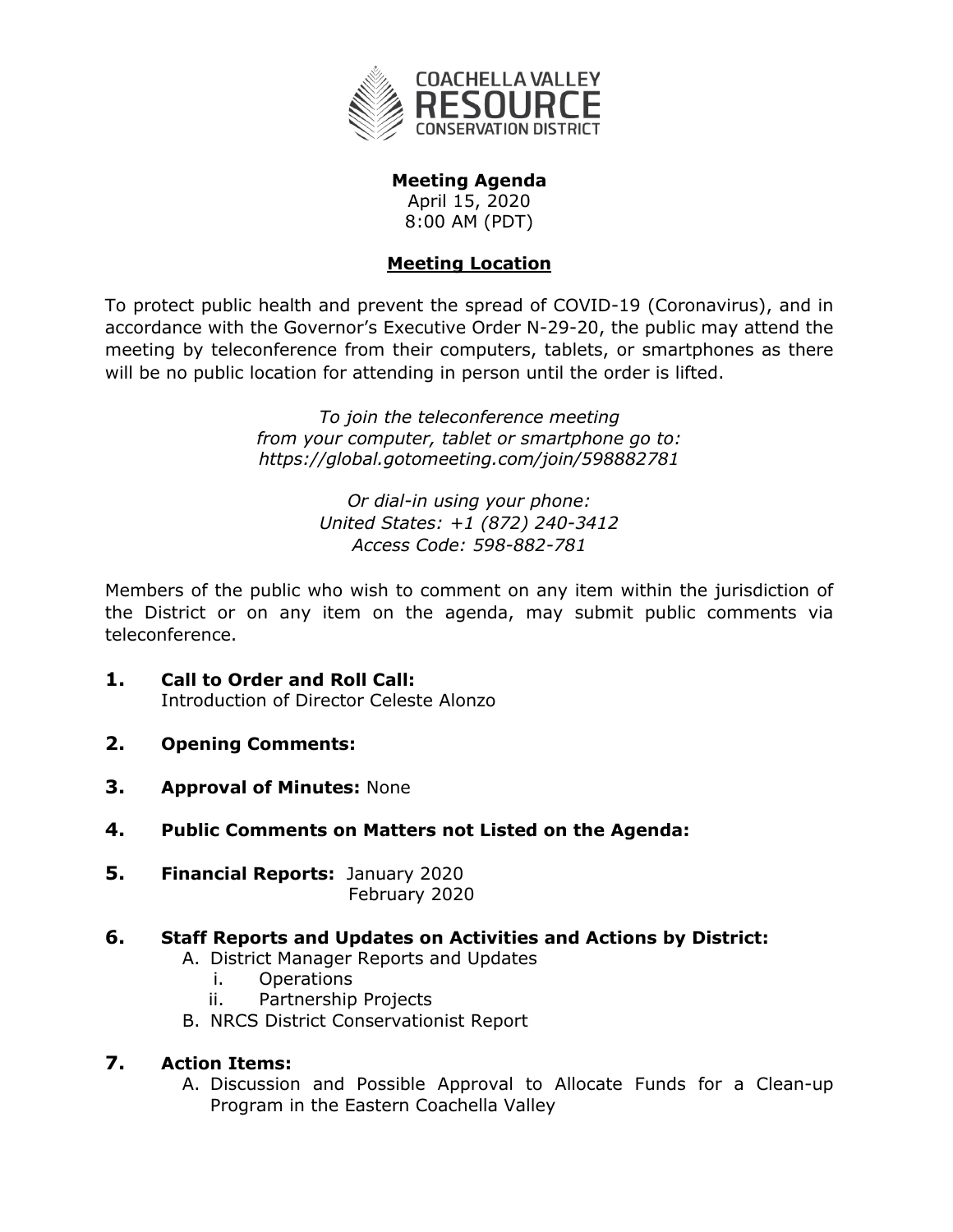COACHELLA VALLEY
RESOURCE
CONSERVATION DISTRICT

**Meeting Agenda**
April 15, 2020
8:00 AM (PDT)

**Meeting Location**

To protect public health and prevent the spread of COVID-19 (Coronavirus), and in accordance with the Governor's Executive Order N-29-20, the public may attend the meeting by teleconference from their computers, tablets, or smartphones as there will be no public location for attending in person until the order is lifted.

*To join the teleconference meeting*
*from your computer, tablet or smartphone go to:*
*https://global.gotomeeting.com/join/598882781*

*Or dial-in using your phone:*
*United States: +1 (872) 240-3412*
*Access Code: 598-882-781*

Members of the public who wish to comment on any item within the jurisdiction of the District or on any item on the agenda, may submit public comments via teleconference.

1. **Call to Order and Roll Call:**
   Introduction of Director Celeste Alonzo

2. **Opening Comments:**

3. **Approval of Minutes:** None

4. **Public Comments on Matters not Listed on the Agenda:**

5. **Financial Reports:** January 2020
   February 2020

6. **Staff Reports and Updates on Activities and Actions by District:**
   A. District Manager Reports and Updates
      i. Operations
      ii. Partnership Projects
   B. NRCS District Conservationist Report

7. **Action Items:**
   A. Discussion and Possible Approval to Allocate Funds for a Clean-up Program in the Eastern Coachella Valley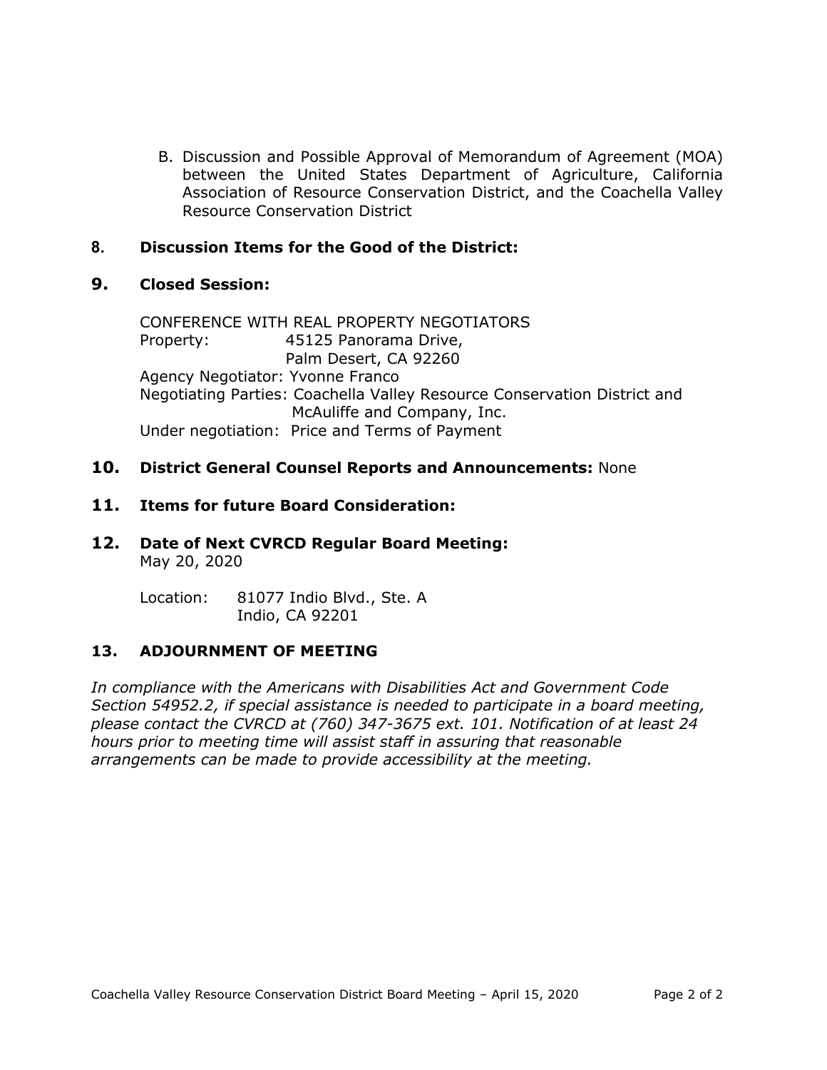B. Discussion and Possible Approval of Memorandum of Agreement (MOA) between the United States Department of Agriculture, California Association of Resource Conservation District, and the Coachella Valley Resource Conservation District

**8. Discussion Items for the Good of the District:**

**9. Closed Session:**

CONFERENCE WITH REAL PROPERTY NEGOTIATORS
Property: 45125 Panorama Drive,
Palm Desert, CA 92260
Agency Negotiator: Yvonne Franco
Negotiating Parties: Coachella Valley Resource Conservation District and McAuliffe and Company, Inc.
Under negotiation: Price and Terms of Payment

**10. District General Counsel Reports and Announcements:** None

**11. Items for future Board Consideration:**

**12. Date of Next CVRCD Regular Board Meeting:**
May 20, 2020

Location: 81077 Indio Blvd., Ste. A
Indio, CA 92201

**13. ADJOURNMENT OF MEETING**

*In compliance with the Americans with Disabilities Act and Government Code Section 54952.2, if special assistance is needed to participate in a board meeting, please contact the CVRCD at (760) 347-3675 ext. 101. Notification of at least 24 hours prior to meeting time will assist staff in assuring that reasonable arrangements can be made to provide accessibility at the meeting.*